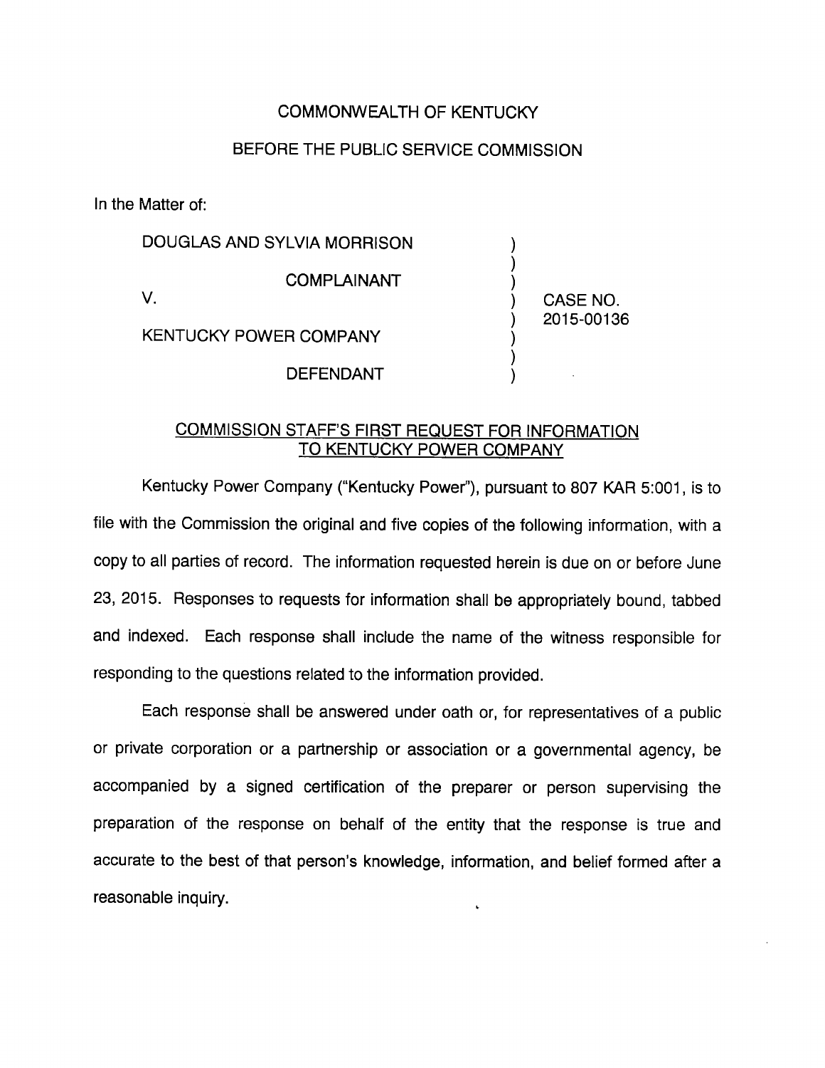COMMONWEALTH OF KENTUCKY

BEFORE THE PUBLIC SERVICE COMMISSION

In the Matter of:

| | | |
|---|---|---|
| DOUGLAS AND SYLVIA MORRISON | ) | |
| COMPLAINANT | ) | |
| V. | ) | CASE NO. |
| | ) | 2015-00136 |
| KENTUCKY POWER COMPANY | ) | |
| DEFENDANT | ) | |

## COMMISSION STAFF'S FIRST REQUEST FOR INFORMATION TO KENTUCKY POWER COMPANY

Kentucky Power Company ("Kentucky Power"), pursuant to 807 KAR 5:001, is to file with the Commission the original and five copies of the following information, with a copy to all parties of record. The information requested herein is due on or before June 23, 2015. Responses to requests for information shall be appropriately bound, tabbed and indexed. Each response shall include the name of the witness responsible for responding to the questions related to the information provided.

Each response shall be answered under oath or, for representatives of a public or private corporation or a partnership or association or a governmental agency, be accompanied by a signed certification of the preparer or person supervising the preparation of the response on behalf of the entity that the response is true and accurate to the best of that person's knowledge, information, and belief formed after a reasonable inquiry.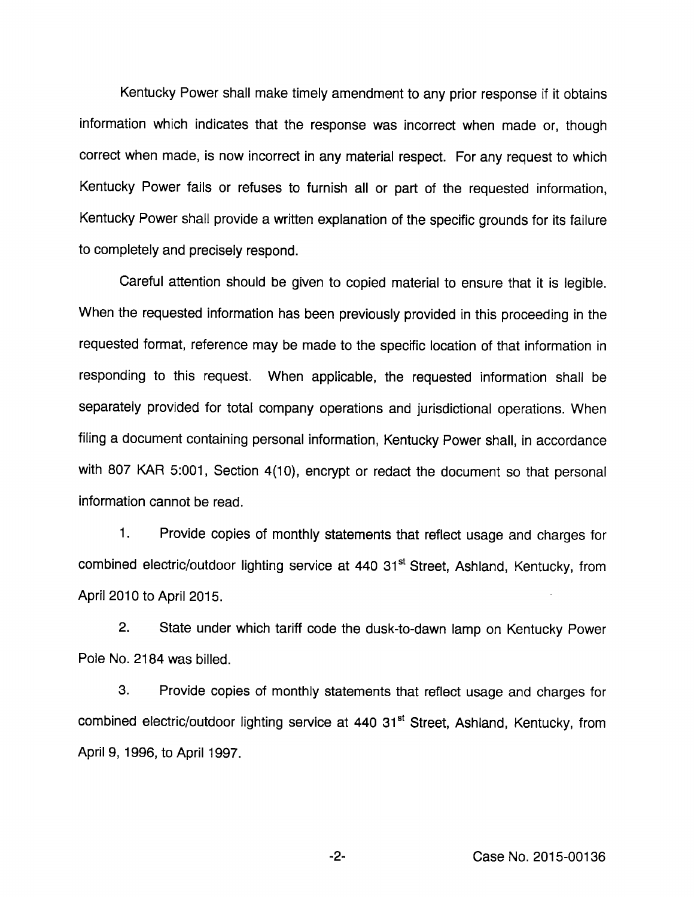Kentucky Power shall make timely amendment to any prior response if it obtains information which indicates that the response was incorrect when made or, though correct when made, is now incorrect in any material respect. For any request to which Kentucky Power fails or refuses to furnish all or part of the requested information, Kentucky Power shall provide a written explanation of the specific grounds for its failure to completely and precisely respond.

Careful attention should be given to copied material to ensure that it is legible. When the requested information has been previously provided in this proceeding in the requested format, reference may be made to the specific location of that information in responding to this request. When applicable, the requested information shall be separately provided for total company operations and jurisdictional operations. When filing a document containing personal information, Kentucky Power shall, in accordance with 807 KAR 5:001, Section 4(10), encrypt or redact the document so that personal information cannot be read.

1. Provide copies of monthly statements that reflect usage and charges for combined electric/outdoor lighting service at 440 31st Street, Ashland, Kentucky, from April 2010 to April 2015.

2. State under which tariff code the dusk-to-dawn lamp on Kentucky Power Pole No. 2184 was billed.

3. Provide copies of monthly statements that reflect usage and charges for combined electric/outdoor lighting service at 440 31st Street, Ashland, Kentucky, from April 9, 1996, to April 1997.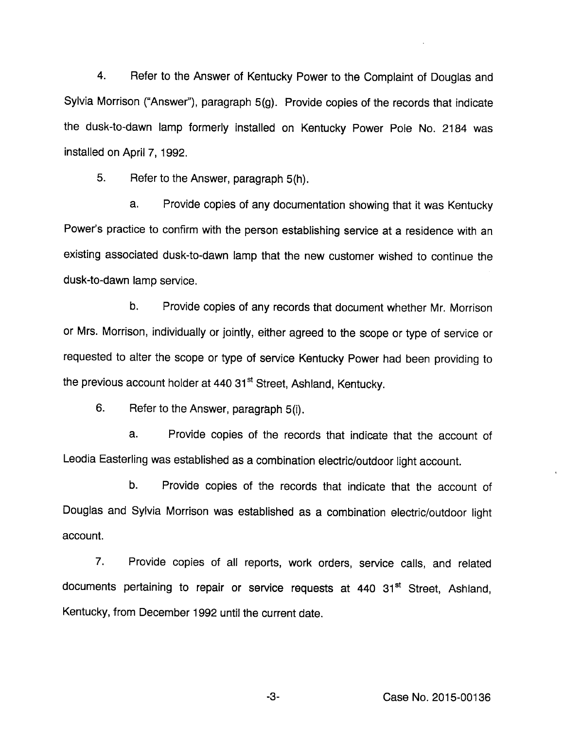4. Refer to the Answer of Kentucky Power to the Complaint of Douglas and Sylvia Morrison ("Answer"), paragraph 5(g). Provide copies of the records that indicate the dusk-to-dawn lamp formerly installed on Kentucky Power Pole No. 2184 was installed on April 7, 1992.

5. Refer to the Answer, paragraph 5(h).

   a. Provide copies of any documentation showing that it was Kentucky Power's practice to confirm with the person establishing service at a residence with an existing associated dusk-to-dawn lamp that the new customer wished to continue the dusk-to-dawn lamp service.

   b. Provide copies of any records that document whether Mr. Morrison or Mrs. Morrison, individually or jointly, either agreed to the scope or type of service or requested to alter the scope or type of service Kentucky Power had been providing to the previous account holder at 440 31st Street, Ashland, Kentucky.

6. Refer to the Answer, paragraph 5(i).

   a. Provide copies of the records that indicate that the account of Leodia Easterling was established as a combination electric/outdoor light account.

   b. Provide copies of the records that indicate that the account of Douglas and Sylvia Morrison was established as a combination electric/outdoor light account.

7. Provide copies of all reports, work orders, service calls, and related documents pertaining to repair or service requests at 440 31st Street, Ashland, Kentucky, from December 1992 until the current date.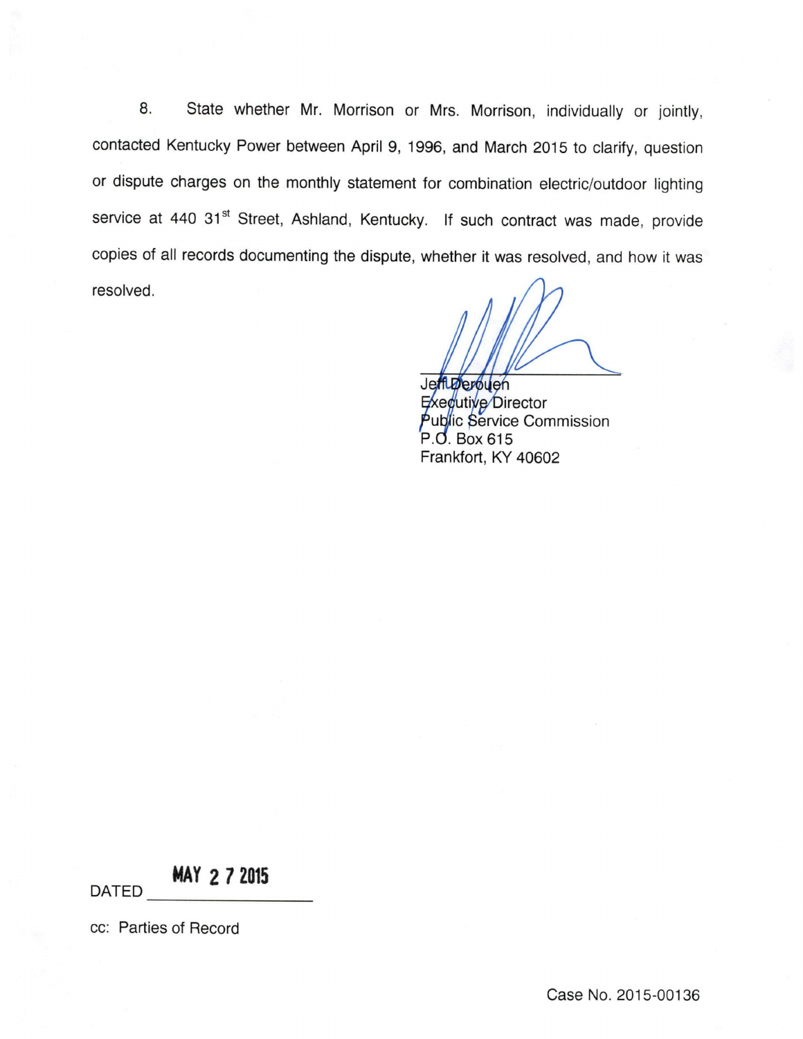8. State whether Mr. Morrison or Mrs. Morrison, individually or jointly, contacted Kentucky Power between April 9, 1996, and March 2015 to clarify, question or dispute charges on the monthly statement for combination electric/outdoor lighting service at 440 31st Street, Ashland, Kentucky. If such contract was made, provide copies of all records documenting the dispute, whether it was resolved, and how it was resolved.

Jeff Derouen
Executive Director
Public Service Commission
P.O. Box 615
Frankfort, KY 40602

DATED MAY 27 2015

cc: Parties of Record

Case No. 2015-00136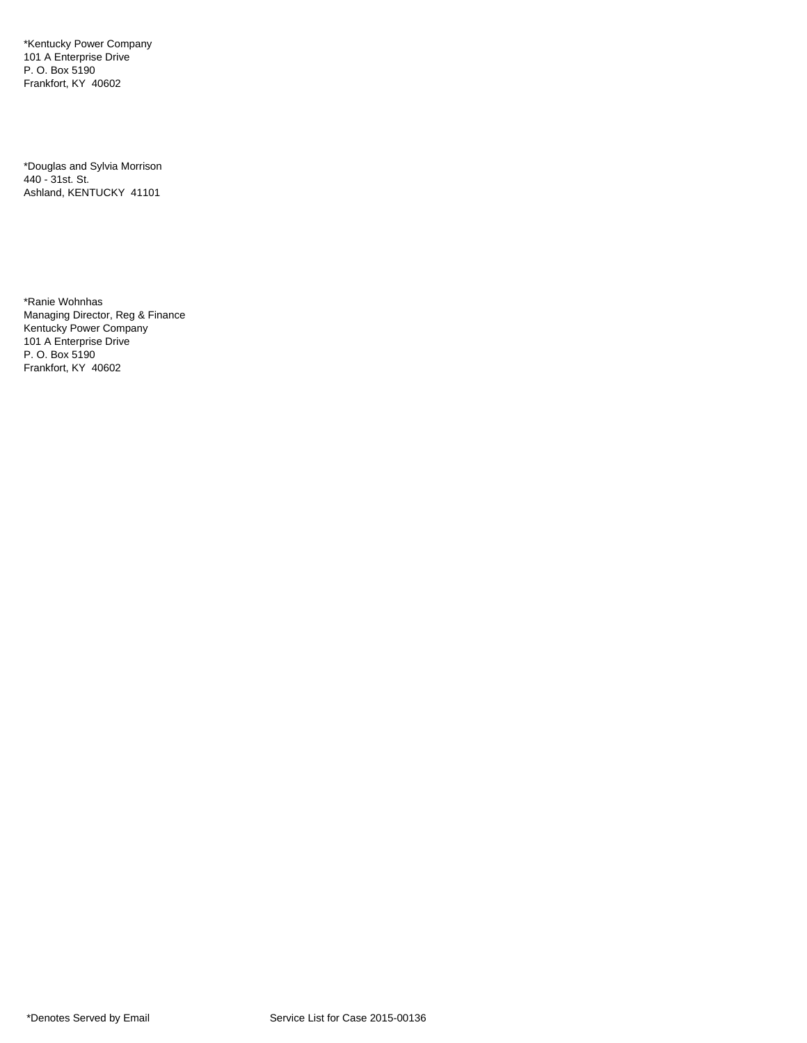*Kentucky Power Company
101 A Enterprise Drive
P. O. Box 5190
Frankfort, KY  40602

*Douglas and Sylvia Morrison
440 - 31st. St.
Ashland, KENTUCKY  41101

*Ranie Wohnhas
Managing Director, Reg & Finance
Kentucky Power Company
101 A Enterprise Drive
P. O. Box 5190
Frankfort, KY  40602

*Denotes Served by Email

Service List for Case 2015-00136